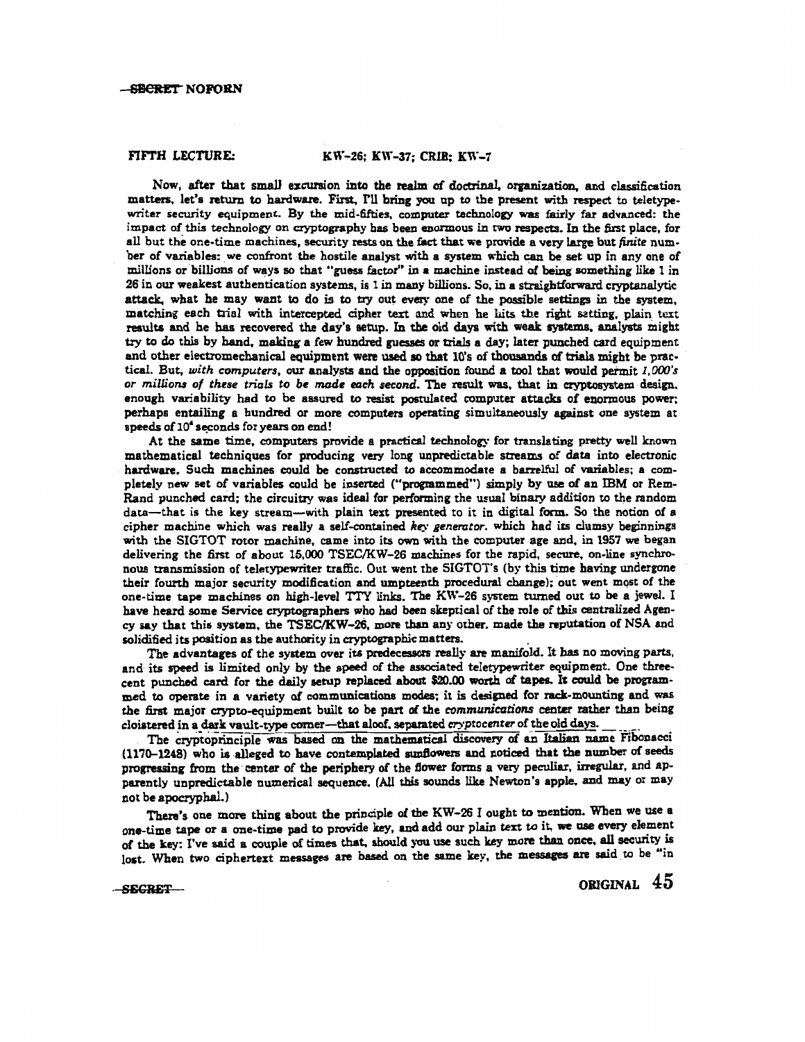## FIFTH LECTURE: KW-26; KW-37; CRIB; KW-7

Now, after that small excursion into the realm of doctrinal, organization, and classification matters, let's return to hardware. First, I'll bring you up to the present with respect to teletypewriter security equipment. By the mid-fifties, computer technology was fairly far advanced: the impact of this technology on cryptography has been enormous in two respects. In the first place, for all but the one-time machines, security rests on the fact that we provide a very large but *finite* number of variables: we confront the hostile analyst with a system which can be set up in any one of millions or billions of ways so that "guess factor" in a machine instead of being something like 1 in 26 in our weakest authentication systems, is 1 in many billions. So, in a straightforward cryptanalytic attack, what he may want to do is to try out every one of the possible settings in the system, matching each trial with intercepted cipher text and when he hits the right setting, plain text results and he has recovered the day's setup. In the old days with weak systems, analysts might try to do this by hand, making a few hundred guesses or trials a day; later punched card equipment and other electromechanical equipment were used so that 10's of thousands of trials might be practical. But, *with computers*, our analysts and the opposition found a tool that would permit *1,000's or millions of these trials to be made each second*. The result was, that in cryptosystem design, enough variability had to be assured to resist postulated computer attacks of enormous power; perhaps entailing a hundred or more computers operating simultaneously against one system at speeds of $10^6$ seconds for years on end!

At the same time, computers provide a practical technology for translating pretty well known mathematical techniques for producing very long unpredictable streams of data into electronic hardware. Such machines could be constructed to accommodate a barrelful of variables; a completely new set of variables could be inserted ("programmed") simply by use of an IBM or Rem-Rand punched card; the circuitry was ideal for performing the usual binary addition to the random data—that is the key stream—with plain text presented to it in digital form. So the notion of a cipher machine which was really a self-contained *key generator*, which had its clumsy beginnings with the SIGTOT rotor machine, came into its own with the computer age and, in 1957 we began delivering the first of about 15,000 TSEC/KW-26 machines for the rapid, secure, on-line synchronous transmission of teletypewriter traffic. Out went the SIGTOT's (by this time having undergone their fourth major security modification and umpteenth procedural change); out went most of the one-time tape machines on high-level TTY links. The KW-26 system turned out to be a jewel. I have heard some Service cryptographers who had been skeptical of the role of this centralized Agency say that this system, the TSEC/KW-26, more than any other, made the reputation of NSA and solidified its position as the authority in cryptographic matters.

The advantages of the system over its predecessors really are manifold. It has no moving parts, and its speed is limited only by the speed of the associated teletypewriter equipment. One three-cent punched card for the daily setup replaced about $20.00 worth of tapes. It could be programmed to operate in a variety of communications modes; it is designed for rack-mounting and was the first major crypto-equipment built to be part of the *communications* center rather than being cloistered in a dark vault-type corner—that aloof, separated *cryptocenter* of the old days.

The cryptoprinciple was based on the mathematical discovery of an Italian name Fibonacci (1170–1248) who is alleged to have contemplated sunflowers and noticed that the number of seeds progressing from the center of the periphery of the flower forms a very peculiar, irregular, and apparently unpredictable numerical sequence. (All this sounds like Newton's apple, and may or may not be apocryphal.)

There's one more thing about the principle of the KW-26 I ought to mention. When we use a one-time tape or a one-time pad to provide key, and add our plain text to it, we use every element of the key: I've said a couple of times that, should you use such key more than once, all security is lost. When two ciphertext messages are based on the same key, the messages are said to be "in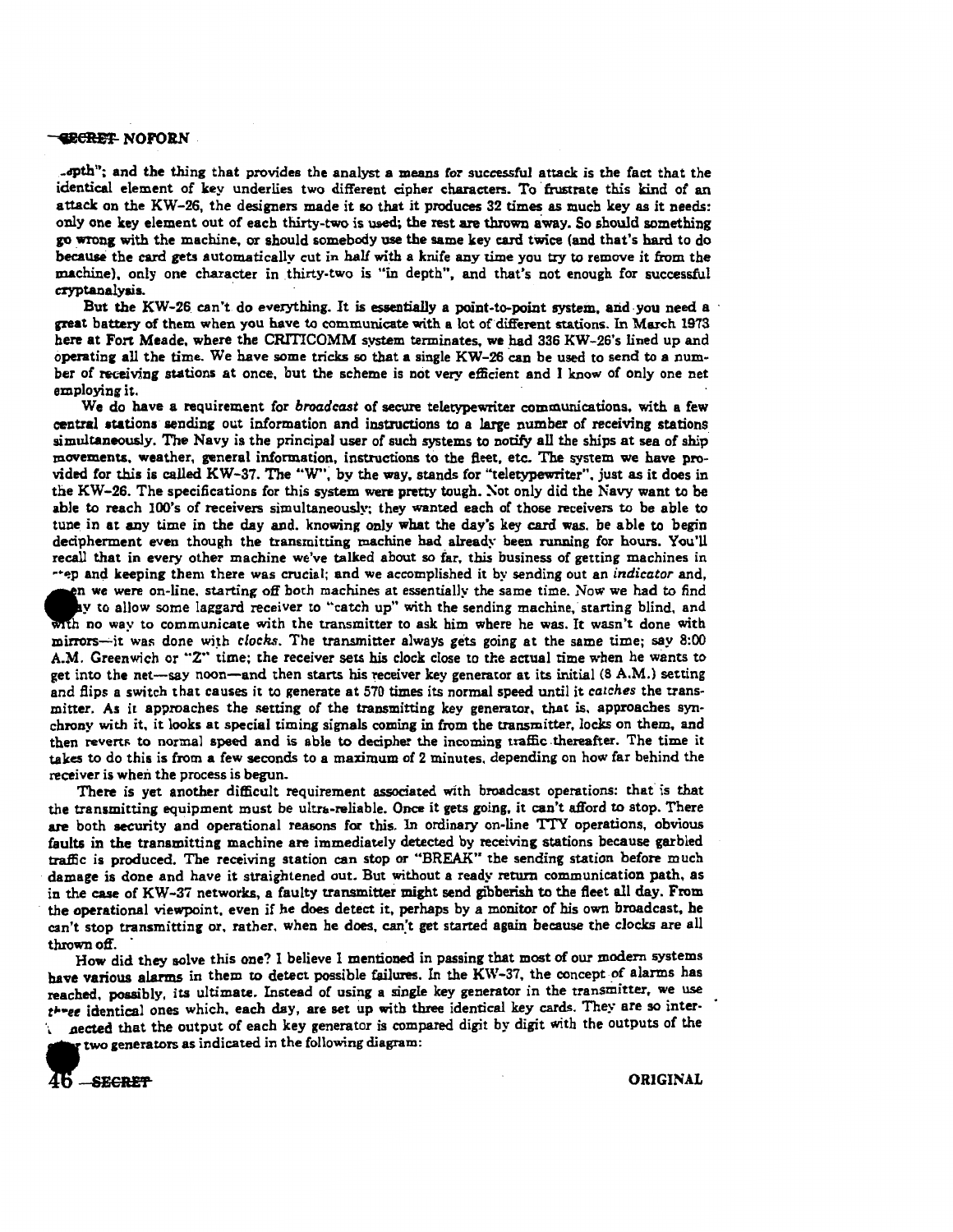..depth"; and the thing that provides the analyst a means for successful attack is the fact that the identical element of key underlies two different cipher characters. To frustrate this kind of an attack on the KW-26, the designers made it so that it produces 32 times as much key as it needs: only one key element out of each thirty-two is used; the rest are thrown away. So should something go wrong with the machine, or should somebody use the same key card twice (and that's hard to do because the card gets automatically cut in half with a knife any time you try to remove it from the machine), only one character in thirty-two is "in depth", and that's not enough for successful cryptanalysis.

But the KW-26 can't do everything. It is essentially a point-to-point system, and you need a great battery of them when you have to communicate with a lot of different stations. In March 1973 here at Fort Meade, where the CRITICOMM system terminates, we had 336 KW-26's lined up and operating all the time. We have some tricks so that a single KW-26 can be used to send to a number of receiving stations at once, but the scheme is not very efficient and I know of only one net employing it.

We do have a requirement for *broadcast* of secure teletypewriter communications, with a few central stations sending out information and instructions to a large number of receiving stations simultaneously. The Navy is the principal user of such systems to notify all the ships at sea of ship movements, weather, general information, instructions to the fleet, etc. The system we have provided for this is called KW-37. The "W", by the way, stands for "teletypewriter", just as it does in the KW-26. The specifications for this system were pretty tough. Not only did the Navy want to be able to reach 100's of receivers simultaneously; they wanted each of those receivers to be able to tune in at any time in the day and, knowing only what the day's key card was, be able to begin decipherment even though the transmitting machine had already been running for hours. You'll recall that in every other machine we've talked about so far, this business of getting machines in step and keeping them there was crucial; and we accomplished it by sending out an *indicator* and, when we were on-line, starting off both machines at essentially the same time. Now we had to find a way to allow some laggard receiver to "catch up" with the sending machine, starting blind, and with no way to communicate with the transmitter to ask him where he was. It wasn't done with mirrors—it was done with *clocks*. The transmitter always gets going at the same time; say 8:00 A.M. Greenwich or "Z" time; the receiver sets his clock close to the actual time when he wants to get into the net—say noon—and then starts his receiver key generator at its initial (8 A.M.) setting and flips a switch that causes it to generate at 570 times its normal speed until it *catches* the transmitter. As it approaches the setting of the transmitting key generator, that is, approaches synchrony with it, it looks at special timing signals coming in from the transmitter, locks on them, and then reverts to normal speed and is able to decipher the incoming traffic thereafter. The time it takes to do this is from a few seconds to a maximum of 2 minutes, depending on how far behind the receiver is when the process is begun.

There is yet another difficult requirement associated with broadcast operations: that is that the transmitting equipment must be ultra-reliable. Once it gets going, it can't afford to stop. There are both security and operational reasons for this. In ordinary on-line TTY operations, obvious faults in the transmitting machine are immediately detected by receiving stations because garbled traffic is produced. The receiving station can stop or "BREAK" the sending station before much damage is done and have it straightened out. But without a ready return communication path, as in the case of KW-37 networks, a faulty transmitter might send gibberish to the fleet all day. From the operational viewpoint, even if he does detect it, perhaps by a monitor of his own broadcast, he can't stop transmitting or, rather, when he does, can't get started again because the clocks are all thrown off.

How did they solve this one? I believe I mentioned in passing that most of our modern systems have various alarms in them to detect possible failures. In the KW-37, the concept of alarms has reached, possibly, its ultimate. Instead of using a single key generator in the transmitter, we use three identical ones which, each day, are set up with three identical key cards. They are so interconnected that the output of each key generator is compared digit by digit with the outputs of the other two generators as indicated in the following diagram: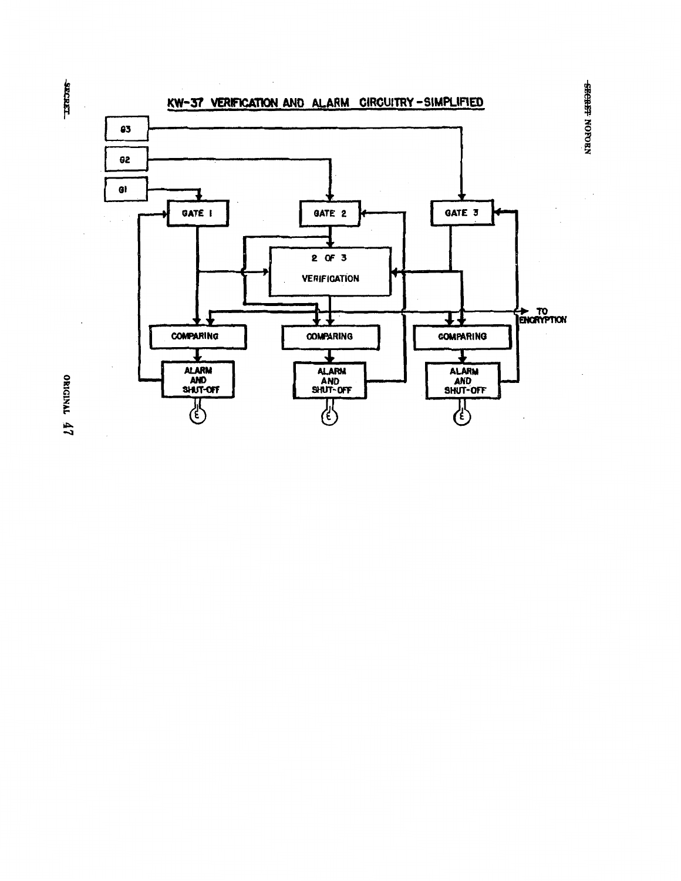## KW-37 VERIFICATION AND ALARM CIRCUITRY - SIMPLIFIED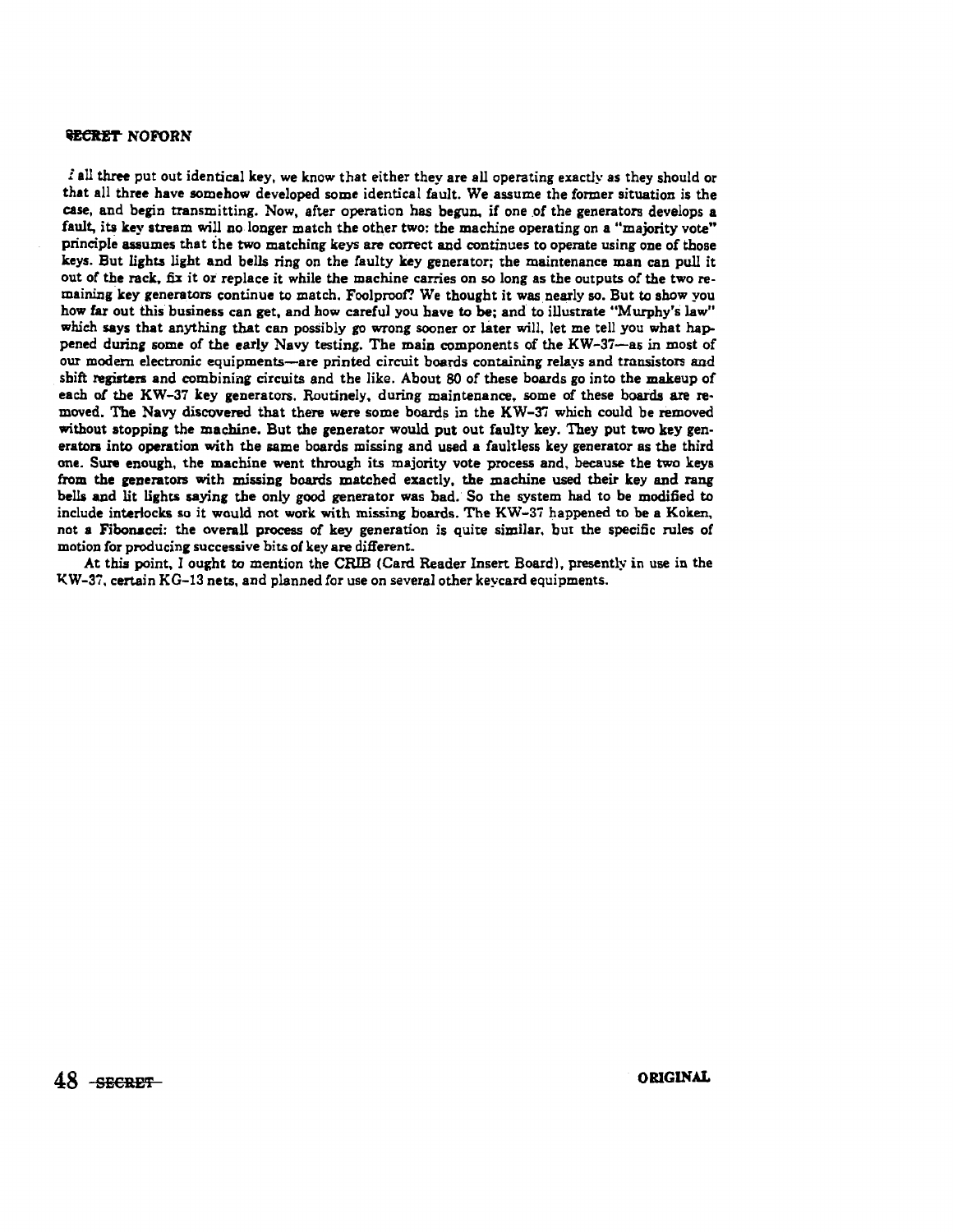If all three put out identical key, we know that either they are all operating exactly as they should or that all three have somehow developed some identical fault. We assume the former situation is the case, and begin transmitting. Now, after operation has begun, if one of the generators develops a fault, its key stream will no longer match the other two: the machine operating on a "majority vote" principle assumes that the two matching keys are correct and continues to operate using one of those keys. But lights light and bells ring on the faulty key generator; the maintenance man can pull it out of the rack, fix it or replace it while the machine carries on so long as the outputs of the two remaining key generators continue to match. Foolproof? We thought it was nearly so. But to show you how far out this business can get, and how careful you have to be; and to illustrate "Murphy's law" which says that anything that can possibly go wrong sooner or later will, let me tell you what happened during some of the early Navy testing. The main components of the KW-37—as in most of our modern electronic equipments—are printed circuit boards containing relays and transistors and shift registers and combining circuits and the like. About 80 of these boards go into the makeup of each of the KW-37 key generators. Routinely, during maintenance, some of these boards are removed. The Navy discovered that there were some boards in the KW-37 which could be removed without stopping the machine. But the generator would put out faulty key. They put two key generators into operation with the same boards missing and used a faultless key generator as the third one. Sure enough, the machine went through its majority vote process and, because the two keys from the generators with missing boards matched exactly, the machine used their key and rang bells and lit lights saying the only good generator was bad. So the system had to be modified to include interlocks so it would not work with missing boards. The KW-37 happened to be a Koken, not a Fibonacci: the overall process of key generation is quite similar, but the specific rules of motion for producing successive bits of key are different.

At this point, I ought to mention the CRIB (Card Reader Insert Board), presently in use in the KW-37, certain KG-13 nets, and planned for use on several other keycard equipments.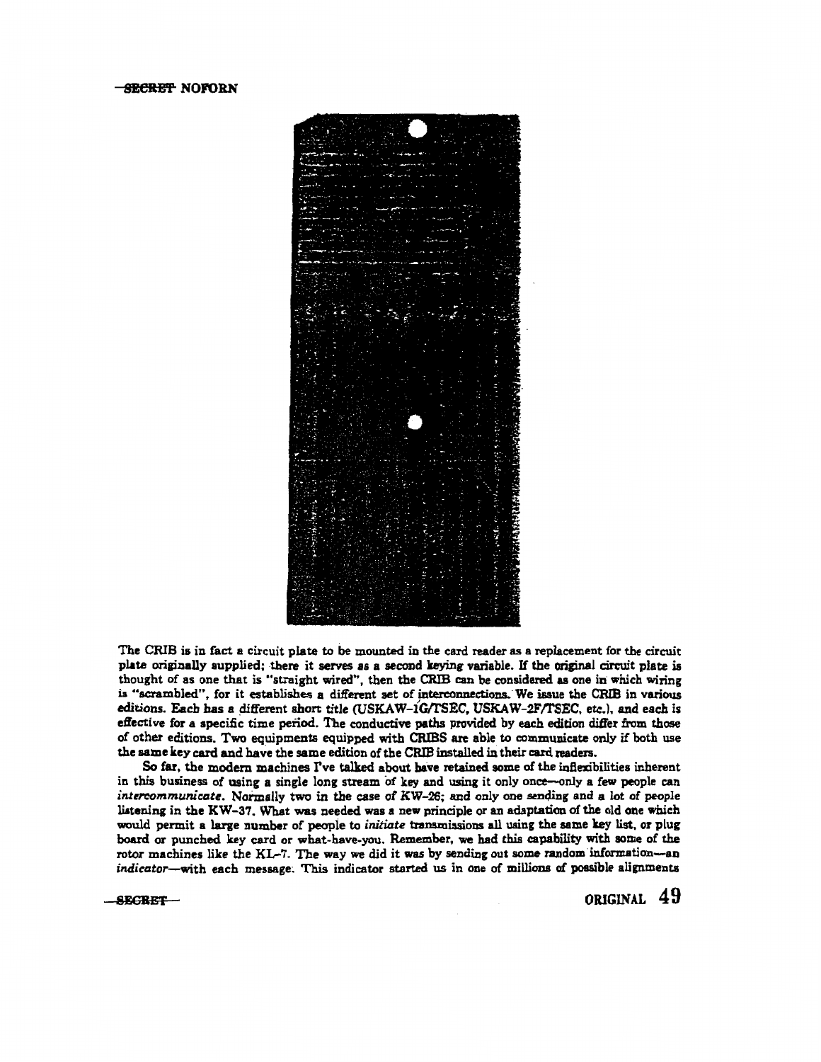The CRIB is in fact a circuit plate to be mounted in the card reader as a replacement for the circuit plate originally supplied; there it serves as a second keying variable. If the original circuit plate is thought of as one that is "straight wired", then the CRIB can be considered as one in which wiring is "scrambled", for it establishes a different set of interconnections. We issue the CRIB in various editions. Each has a different short title (USKAW-1G/TSEC, USKAW-2F/TSEC, etc.), and each is effective for a specific time period. The conductive paths provided by each edition differ from those of other editions. Two equipments equipped with CRIBS are able to communicate only if both use the same key card and have the same edition of the CRIB installed in their card readers.

So far, the modern machines I've talked about have retained some of the inflexibilities inherent in this business of using a single long stream of key and using it only once—only a few people can *intercommunicate*. Normally two in the case of KW-26; and only one sending and a lot of people listening in the KW-37. What was needed was a new principle or an adaptation of the old one which would permit a large number of people to *initiate* transmissions all using the same key list, or plug board or punched key card or what-have-you. Remember, we had this capability with some of the rotor machines like the KL-7. The way we did it was by sending out some random information—an *indicator*—with each message. This indicator started us in one of millions of possible alignments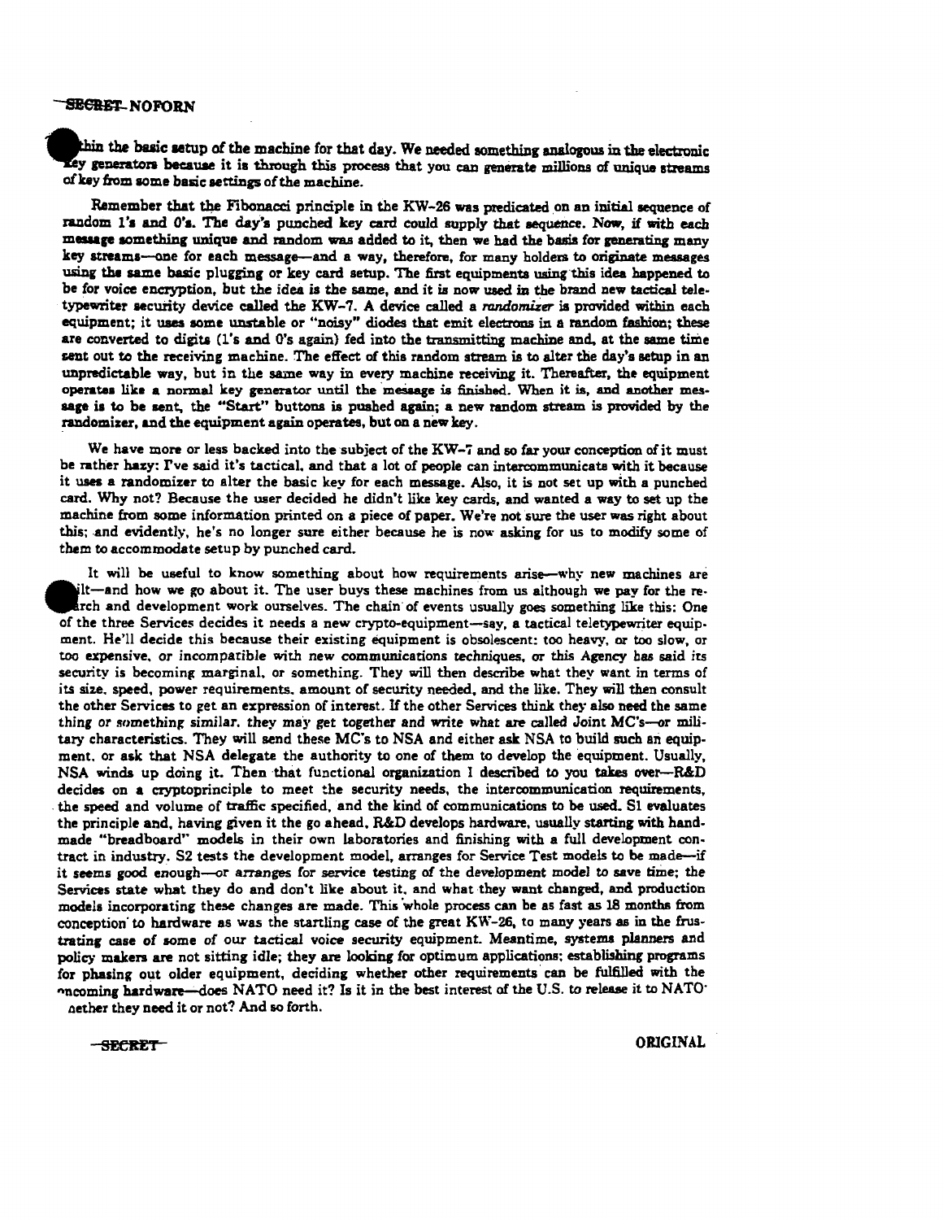thin the basic setup of the machine for that day. We needed something analogous in the electronic key generators because it is through this process that you can generate millions of unique streams of key from some basic settings of the machine.

Remember that the Fibonacci principle in the KW-26 was predicated on an initial sequence of random 1's and 0's. The day's punched key card could supply that sequence. Now, if with each message something unique and random was added to it, then we had the basis for generating many key streams—one for each message—and a way, therefore, for many holders to originate messages using the same basic plugging or key card setup. The first equipments using this idea happened to be for voice encryption, but the idea is the same, and it is now used in the brand new tactical teletypewriter security device called the KW-7. A device called a *randomizer* is provided within each equipment; it uses some unstable or "noisy" diodes that emit electrons in a random fashion; these are converted to digits (1's and 0's again) fed into the transmitting machine and, at the same time sent out to the receiving machine. The effect of this random stream is to alter the day's setup in an unpredictable way, but in the same way in every machine receiving it. Thereafter, the equipment operates like a normal key generator until the message is finished. When it is, and another message is to be sent, the "Start" buttons is pushed again; a new random stream is provided by the randomizer, and the equipment again operates, but on a new key.

We have more or less backed into the subject of the KW-7 and so far your conception of it must be rather hazy: I've said it's tactical, and that a lot of people can intercommunicate with it because it uses a randomizer to alter the basic key for each message. Also, it is not set up with a punched card. Why not? Because the user decided he didn't like key cards, and wanted a way to set up the machine from some information printed on a piece of paper. We're not sure the user was right about this; and evidently, he's no longer sure either because he is now asking for us to modify some of them to accommodate setup by punched card.

It will be useful to know something about how requirements arise—why new machines are built—and how we go about it. The user buys these machines from us although we pay for the research and development work ourselves. The chain of events usually goes something like this: One of the three Services decides it needs a new crypto-equipment—say, a tactical teletypewriter equipment. He'll decide this because their existing equipment is obsolescent: too heavy, or too slow, or too expensive, or incompatible with new communications techniques, or this Agency has said its security is becoming marginal, or something. They will then describe what they want in terms of its size, speed, power requirements, amount of security needed, and the like. They will then consult the other Services to get an expression of interest. If the other Services think they also need the same thing or something similar, they may get together and write what are called Joint MC's—or military characteristics. They will send these MC's to NSA and either ask NSA to build such an equipment, or ask that NSA delegate the authority to one of them to develop the equipment. Usually, NSA winds up doing it. Then that functional organization I described to you takes over—R&D decides on a cryptoprinciple to meet the security needs, the intercommunication requirements, the speed and volume of traffic specified, and the kind of communications to be used. S1 evaluates the principle and, having given it the go ahead, R&D develops hardware, usually starting with hand-made "breadboard" models in their own laboratories and finishing with a full development contract in industry. S2 tests the development model, arranges for Service Test models to be made—if it seems good enough—or arranges for service testing of the development model to save time; the Services state what they do and don't like about it, and what they want changed, and production models incorporating these changes are made. This whole process can be as fast as 18 months from conception to hardware as was the startling case of the great KW-26, to many years as in the frustrating case of some of our tactical voice security equipment. Meantime, systems planners and policy makers are not sitting idle; they are looking for optimum applications; establishing programs for phasing out older equipment, deciding whether other requirements can be fulfilled with the oncoming hardware—does NATO need it? Is it in the best interest of the U.S. to release it to NATO whether they need it or not? And so forth.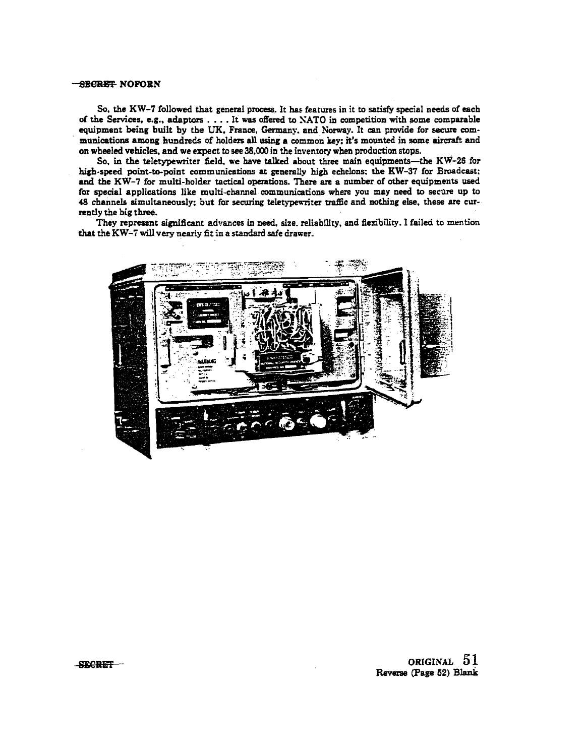So, the KW-7 followed that general process. It has features in it to satisfy special needs of each of the Services, e.g., adaptors . . . . It was offered to NATO in competition with some comparable equipment being built by the UK, France, Germany, and Norway. It can provide for secure communications among hundreds of holders all using a common key; it's mounted in some aircraft and on wheeled vehicles, and we expect to see 38,000 in the inventory when production stops.

So, in the teletypewriter field, we have talked about three main equipments—the KW-26 for high-speed point-to-point communications at generally high echelons; the KW-37 for Broadcast; and the KW-7 for multi-holder tactical operations. There are a number of other equipments used for special applications like multi-channel communications where you may need to secure up to 48 channels simultaneously; but for securing teletypewriter traffic and nothing else, these are currently the big three.

They represent significant advances in need, size, reliability, and flexibility. I failed to mention that the KW-7 will very nearly fit in a standard safe drawer.